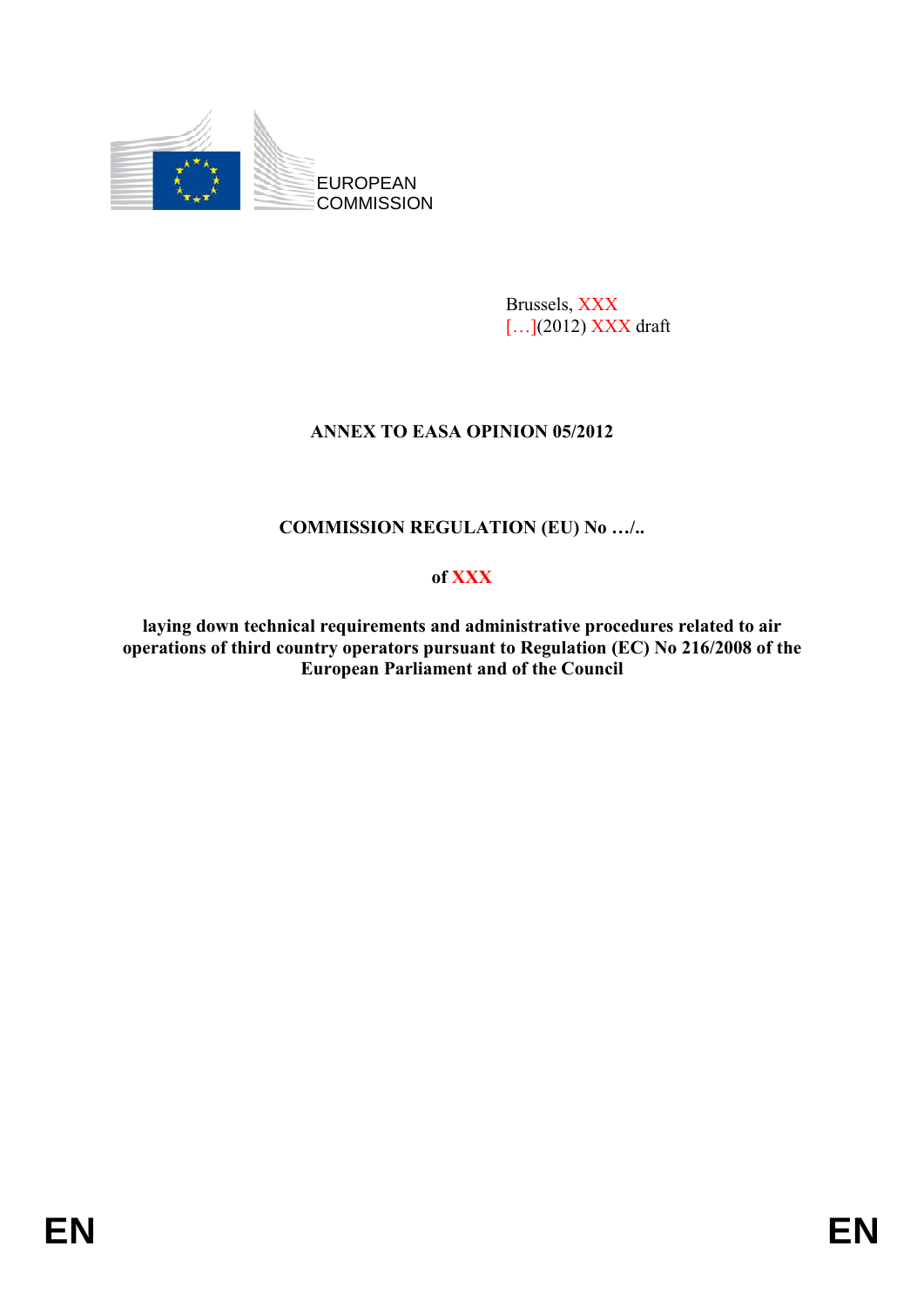EUROPEAN COMMISSION

Brussels, XXX
[…](2012) XXX draft

**ANNEX TO EASA OPINION 05/2012**

**COMMISSION REGULATION (EU) No …/..**

**of XXX**

**laying down technical requirements and administrative procedures related to air operations of third country operators pursuant to Regulation (EC) No 216/2008 of the European Parliament and of the Council**

EN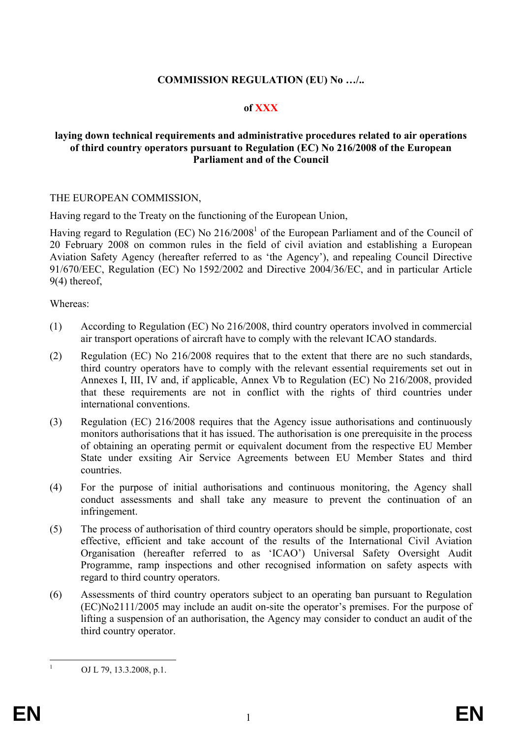**COMMISSION REGULATION (EU) No …/..**

**of XXX**

**laying down technical requirements and administrative procedures related to air operations of third country operators pursuant to Regulation (EC) No 216/2008 of the European Parliament and of the Council**

THE EUROPEAN COMMISSION,

Having regard to the Treaty on the functioning of the European Union,

Having regard to Regulation (EC) No 216/2008[1] of the European Parliament and of the Council of 20 February 2008 on common rules in the field of civil aviation and establishing a European Aviation Safety Agency (hereafter referred to as 'the Agency'), and repealing Council Directive 91/670/EEC, Regulation (EC) No 1592/2002 and Directive 2004/36/EC, and in particular Article 9(4) thereof,

Whereas:

(1) According to Regulation (EC) No 216/2008, third country operators involved in commercial air transport operations of aircraft have to comply with the relevant ICAO standards.

(2) Regulation (EC) No 216/2008 requires that to the extent that there are no such standards, third country operators have to comply with the relevant essential requirements set out in Annexes I, III, IV and, if applicable, Annex Vb to Regulation (EC) No 216/2008, provided that these requirements are not in conflict with the rights of third countries under international conventions.

(3) Regulation (EC) 216/2008 requires that the Agency issue authorisations and continuously monitors authorisations that it has issued. The authorisation is one prerequisite in the process of obtaining an operating permit or equivalent document from the respective EU Member State under exsiting Air Service Agreements between EU Member States and third countries.

(4) For the purpose of initial authorisations and continuous monitoring, the Agency shall conduct assessments and shall take any measure to prevent the continuation of an infringement.

(5) The process of authorisation of third country operators should be simple, proportionate, cost effective, efficient and take account of the results of the International Civil Aviation Organisation (hereafter referred to as 'ICAO') Universal Safety Oversight Audit Programme, ramp inspections and other recognised information on safety aspects with regard to third country operators.

(6) Assessments of third country operators subject to an operating ban pursuant to Regulation (EC)No2111/2005 may include an audit on-site the operator's premises. For the purpose of lifting a suspension of an authorisation, the Agency may consider to conduct an audit of the third country operator.

[1] OJ L 79, 13.3.2008, p.1.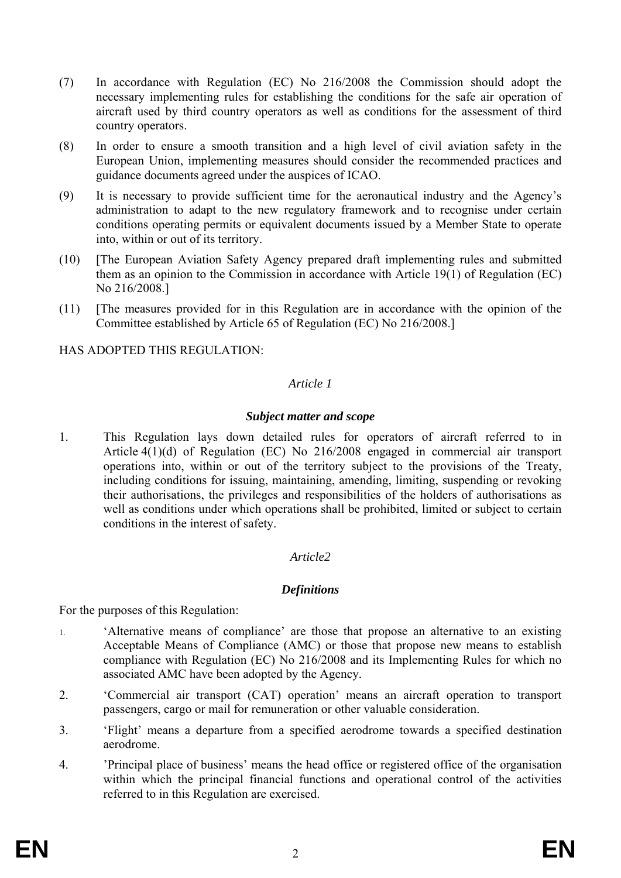(7) In accordance with Regulation (EC) No 216/2008 the Commission should adopt the necessary implementing rules for establishing the conditions for the safe air operation of aircraft used by third country operators as well as conditions for the assessment of third country operators.

(8) In order to ensure a smooth transition and a high level of civil aviation safety in the European Union, implementing measures should consider the recommended practices and guidance documents agreed under the auspices of ICAO.

(9) It is necessary to provide sufficient time for the aeronautical industry and the Agency's administration to adapt to the new regulatory framework and to recognise under certain conditions operating permits or equivalent documents issued by a Member State to operate into, within or out of its territory.

(10) [The European Aviation Safety Agency prepared draft implementing rules and submitted them as an opinion to the Commission in accordance with Article 19(1) of Regulation (EC) No 216/2008.]

(11) [The measures provided for in this Regulation are in accordance with the opinion of the Committee established by Article 65 of Regulation (EC) No 216/2008.]

HAS ADOPTED THIS REGULATION:

*Article 1*

***Subject matter and scope***

1. This Regulation lays down detailed rules for operators of aircraft referred to in Article 4(1)(d) of Regulation (EC) No 216/2008 engaged in commercial air transport operations into, within or out of the territory subject to the provisions of the Treaty, including conditions for issuing, maintaining, amending, limiting, suspending or revoking their authorisations, the privileges and responsibilities of the holders of authorisations as well as conditions under which operations shall be prohibited, limited or subject to certain conditions in the interest of safety.

*Article2*

***Definitions***

For the purposes of this Regulation:

1. 'Alternative means of compliance' are those that propose an alternative to an existing Acceptable Means of Compliance (AMC) or those that propose new means to establish compliance with Regulation (EC) No 216/2008 and its Implementing Rules for which no associated AMC have been adopted by the Agency.

2. 'Commercial air transport (CAT) operation' means an aircraft operation to transport passengers, cargo or mail for remuneration or other valuable consideration.

3. 'Flight' means a departure from a specified aerodrome towards a specified destination aerodrome.

4. 'Principal place of business' means the head office or registered office of the organisation within which the principal financial functions and operational control of the activities referred to in this Regulation are exercised.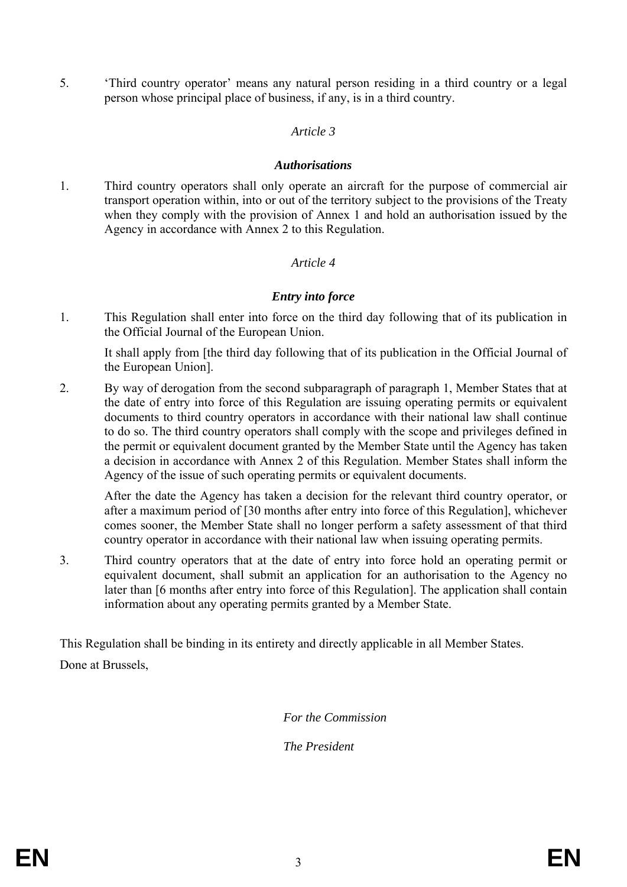5. 'Third country operator' means any natural person residing in a third country or a legal person whose principal place of business, if any, is in a third country.

*Article 3*

***Authorisations***

1. Third country operators shall only operate an aircraft for the purpose of commercial air transport operation within, into or out of the territory subject to the provisions of the Treaty when they comply with the provision of Annex 1 and hold an authorisation issued by the Agency in accordance with Annex 2 to this Regulation.

*Article 4*

***Entry into force***

1. This Regulation shall enter into force on the third day following that of its publication in the Official Journal of the European Union.

   It shall apply from [the third day following that of its publication in the Official Journal of the European Union].

2. By way of derogation from the second subparagraph of paragraph 1, Member States that at the date of entry into force of this Regulation are issuing operating permits or equivalent documents to third country operators in accordance with their national law shall continue to do so. The third country operators shall comply with the scope and privileges defined in the permit or equivalent document granted by the Member State until the Agency has taken a decision in accordance with Annex 2 of this Regulation. Member States shall inform the Agency of the issue of such operating permits or equivalent documents.

   After the date the Agency has taken a decision for the relevant third country operator, or after a maximum period of [30 months after entry into force of this Regulation], whichever comes sooner, the Member State shall no longer perform a safety assessment of that third country operator in accordance with their national law when issuing operating permits.

3. Third country operators that at the date of entry into force hold an operating permit or equivalent document, shall submit an application for an authorisation to the Agency no later than [6 months after entry into force of this Regulation]. The application shall contain information about any operating permits granted by a Member State.

This Regulation shall be binding in its entirety and directly applicable in all Member States.

Done at Brussels,

*For the Commission*

*The President*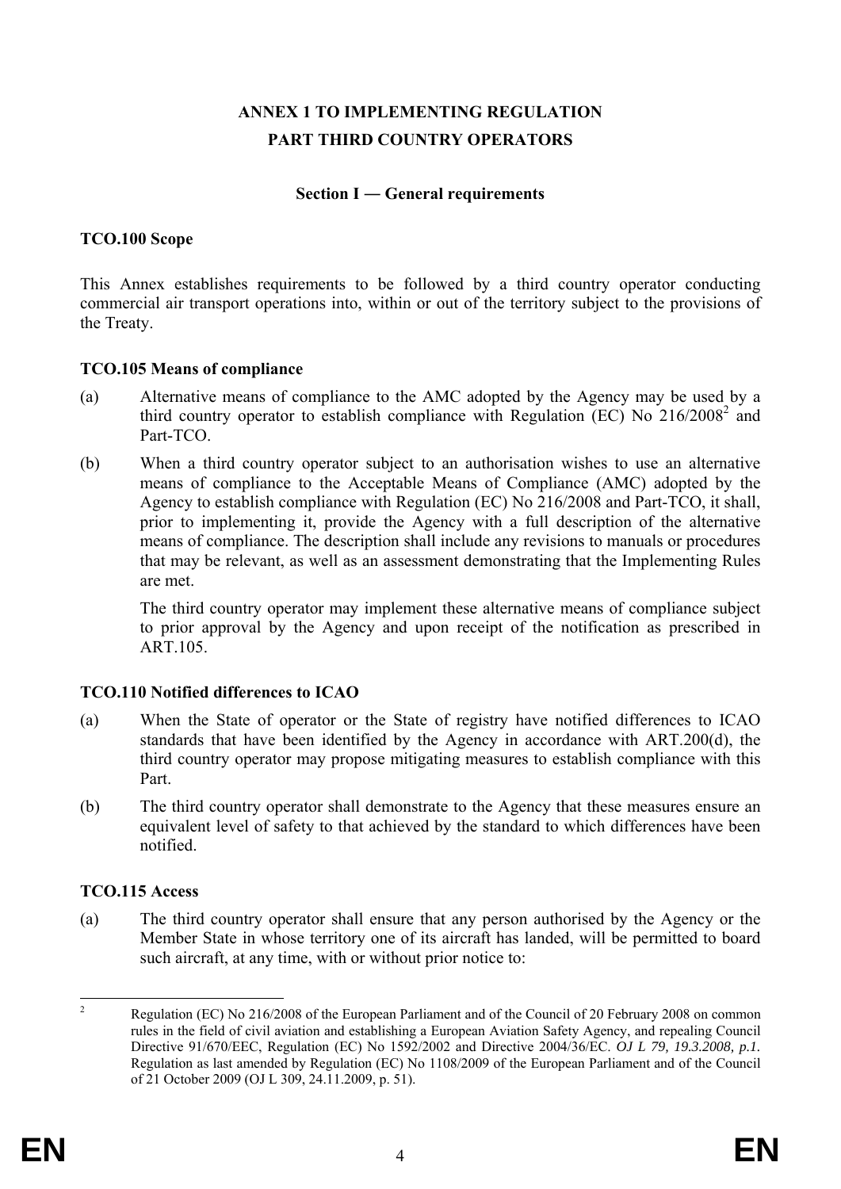# ANNEX 1 TO IMPLEMENTING REGULATION
# PART THIRD COUNTRY OPERATORS

## Section I — General requirements

### TCO.100 Scope

This Annex establishes requirements to be followed by a third country operator conducting commercial air transport operations into, within or out of the territory subject to the provisions of the Treaty.

### TCO.105 Means of compliance

(a) Alternative means of compliance to the AMC adopted by the Agency may be used by a third country operator to establish compliance with Regulation (EC) No 216/2008[2] and Part-TCO.

(b) When a third country operator subject to an authorisation wishes to use an alternative means of compliance to the Acceptable Means of Compliance (AMC) adopted by the Agency to establish compliance with Regulation (EC) No 216/2008 and Part-TCO, it shall, prior to implementing it, provide the Agency with a full description of the alternative means of compliance. The description shall include any revisions to manuals or procedures that may be relevant, as well as an assessment demonstrating that the Implementing Rules are met.

The third country operator may implement these alternative means of compliance subject to prior approval by the Agency and upon receipt of the notification as prescribed in ART.105.

### TCO.110 Notified differences to ICAO

(a) When the State of operator or the State of registry have notified differences to ICAO standards that have been identified by the Agency in accordance with ART.200(d), the third country operator may propose mitigating measures to establish compliance with this Part.

(b) The third country operator shall demonstrate to the Agency that these measures ensure an equivalent level of safety to that achieved by the standard to which differences have been notified.

### TCO.115 Access

(a) The third country operator shall ensure that any person authorised by the Agency or the Member State in whose territory one of its aircraft has landed, will be permitted to board such aircraft, at any time, with or without prior notice to:

---

[2] Regulation (EC) No 216/2008 of the European Parliament and of the Council of 20 February 2008 on common rules in the field of civil aviation and establishing a European Aviation Safety Agency, and repealing Council Directive 91/670/EEC, Regulation (EC) No 1592/2002 and Directive 2004/36/EC. *OJ L 79, 19.3.2008, p.1.* Regulation as last amended by Regulation (EC) No 1108/2009 of the European Parliament and of the Council of 21 October 2009 (OJ L 309, 24.11.2009, p. 51).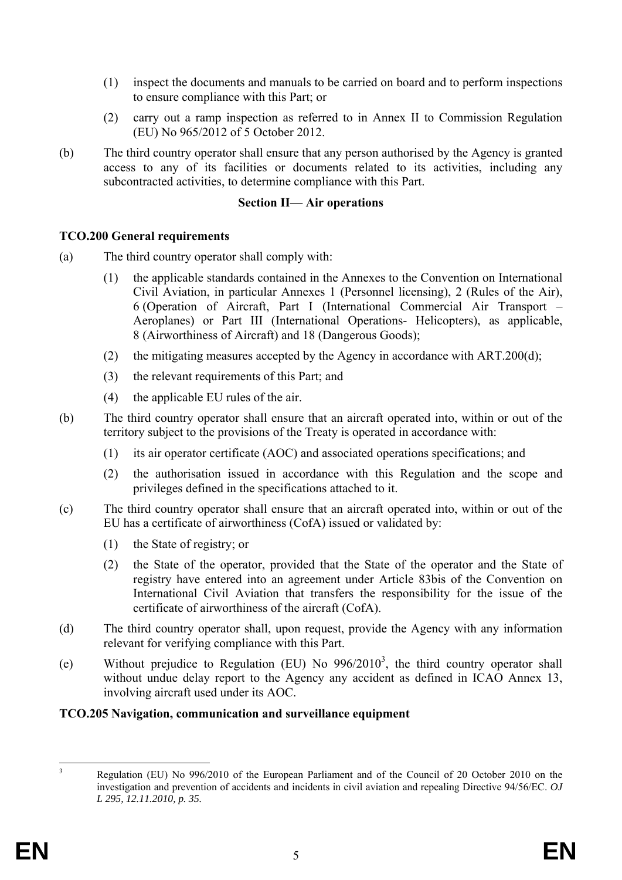(1) inspect the documents and manuals to be carried on board and to perform inspections to ensure compliance with this Part; or

(2) carry out a ramp inspection as referred to in Annex II to Commission Regulation (EU) No 965/2012 of 5 October 2012.

(b) The third country operator shall ensure that any person authorised by the Agency is granted access to any of its facilities or documents related to its activities, including any subcontracted activities, to determine compliance with this Part.

**Section II— Air operations**

**TCO.200 General requirements**

(a) The third country operator shall comply with:

(1) the applicable standards contained in the Annexes to the Convention on International Civil Aviation, in particular Annexes 1 (Personnel licensing), 2 (Rules of the Air), 6 (Operation of Aircraft, Part I (International Commercial Air Transport – Aeroplanes) or Part III (International Operations- Helicopters), as applicable, 8 (Airworthiness of Aircraft) and 18 (Dangerous Goods);

(2) the mitigating measures accepted by the Agency in accordance with ART.200(d);

(3) the relevant requirements of this Part; and

(4) the applicable EU rules of the air.

(b) The third country operator shall ensure that an aircraft operated into, within or out of the territory subject to the provisions of the Treaty is operated in accordance with:

(1) its air operator certificate (AOC) and associated operations specifications; and

(2) the authorisation issued in accordance with this Regulation and the scope and privileges defined in the specifications attached to it.

(c) The third country operator shall ensure that an aircraft operated into, within or out of the EU has a certificate of airworthiness (CofA) issued or validated by:

(1) the State of registry; or

(2) the State of the operator, provided that the State of the operator and the State of registry have entered into an agreement under Article 83bis of the Convention on International Civil Aviation that transfers the responsibility for the issue of the certificate of airworthiness of the aircraft (CofA).

(d) The third country operator shall, upon request, provide the Agency with any information relevant for verifying compliance with this Part.

(e) Without prejudice to Regulation (EU) No 996/2010[3], the third country operator shall without undue delay report to the Agency any accident as defined in ICAO Annex 13, involving aircraft used under its AOC.

**TCO.205 Navigation, communication and surveillance equipment**

---

[3] Regulation (EU) No 996/2010 of the European Parliament and of the Council of 20 October 2010 on the investigation and prevention of accidents and incidents in civil aviation and repealing Directive 94/56/EC. *OJ L 295, 12.11.2010, p. 35.*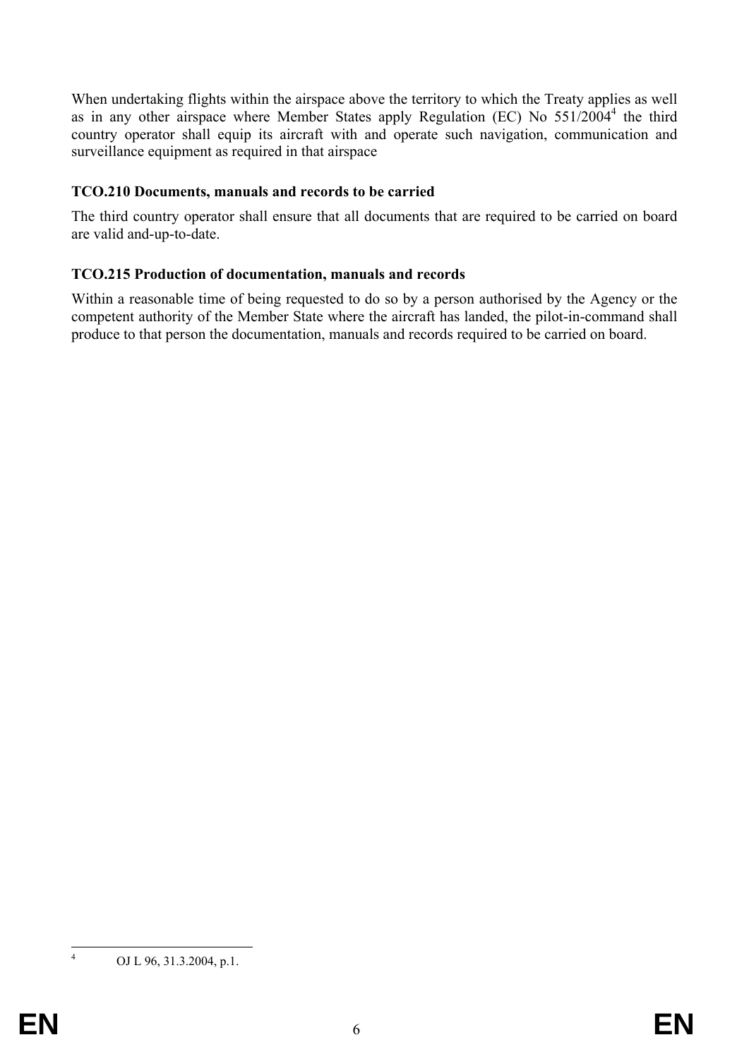When undertaking flights within the airspace above the territory to which the Treaty applies as well as in any other airspace where Member States apply Regulation (EC) No 551/2004[4] the third country operator shall equip its aircraft with and operate such navigation, communication and surveillance equipment as required in that airspace

### TCO.210 Documents, manuals and records to be carried

The third country operator shall ensure that all documents that are required to be carried on board are valid and-up-to-date.

### TCO.215 Production of documentation, manuals and records

Within a reasonable time of being requested to do so by a person authorised by the Agency or the competent authority of the Member State where the aircraft has landed, the pilot-in-command shall produce to that person the documentation, manuals and records required to be carried on board.

---

[4] OJ L 96, 31.3.2004, p.1.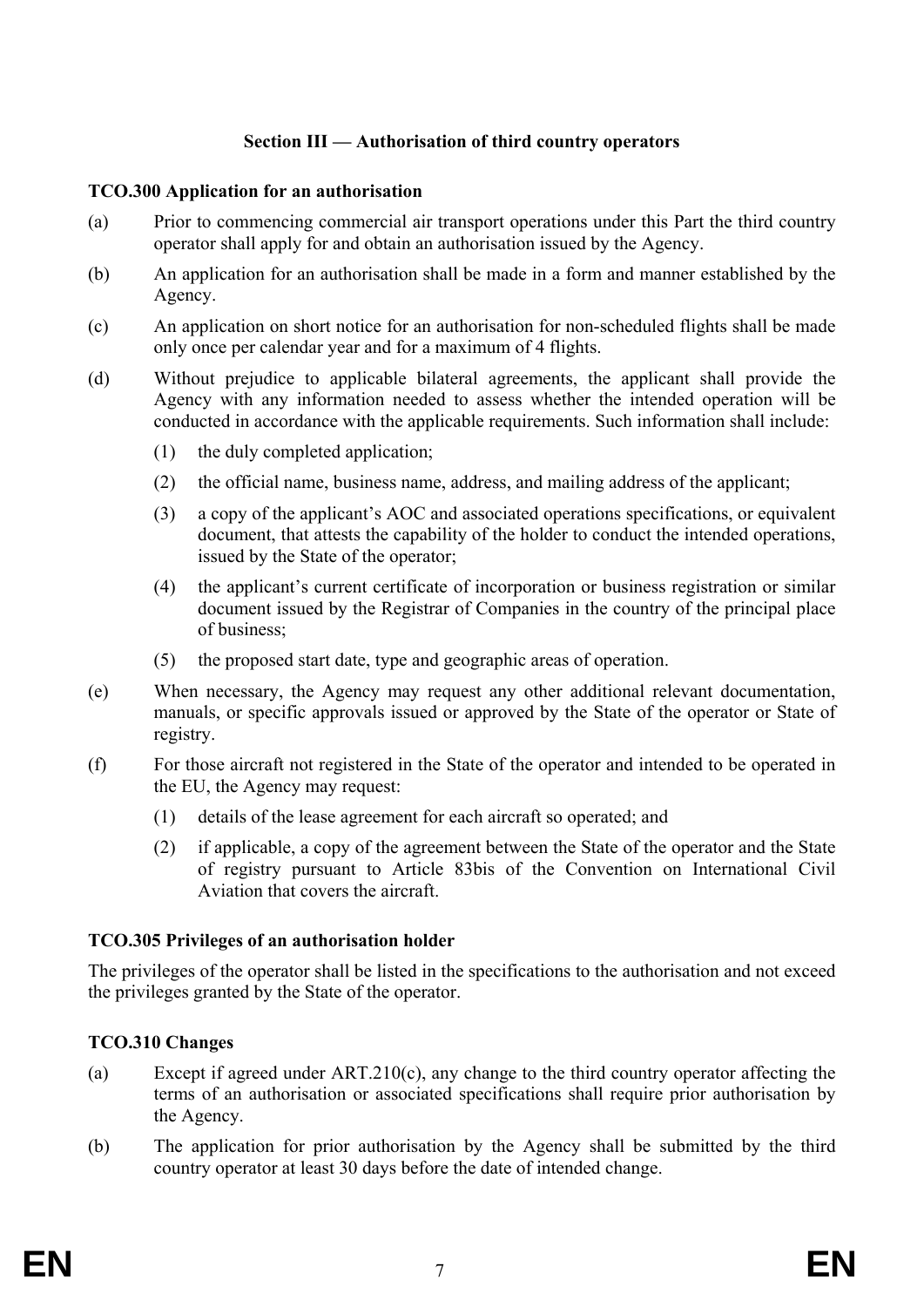## Section III — Authorisation of third country operators

**TCO.300 Application for an authorisation**

(a) Prior to commencing commercial air transport operations under this Part the third country operator shall apply for and obtain an authorisation issued by the Agency.

(b) An application for an authorisation shall be made in a form and manner established by the Agency.

(c) An application on short notice for an authorisation for non-scheduled flights shall be made only once per calendar year and for a maximum of 4 flights.

(d) Without prejudice to applicable bilateral agreements, the applicant shall provide the Agency with any information needed to assess whether the intended operation will be conducted in accordance with the applicable requirements. Such information shall include:

(1) the duly completed application;

(2) the official name, business name, address, and mailing address of the applicant;

(3) a copy of the applicant's AOC and associated operations specifications, or equivalent document, that attests the capability of the holder to conduct the intended operations, issued by the State of the operator;

(4) the applicant's current certificate of incorporation or business registration or similar document issued by the Registrar of Companies in the country of the principal place of business;

(5) the proposed start date, type and geographic areas of operation.

(e) When necessary, the Agency may request any other additional relevant documentation, manuals, or specific approvals issued or approved by the State of the operator or State of registry.

(f) For those aircraft not registered in the State of the operator and intended to be operated in the EU, the Agency may request:

(1) details of the lease agreement for each aircraft so operated; and

(2) if applicable, a copy of the agreement between the State of the operator and the State of registry pursuant to Article 83bis of the Convention on International Civil Aviation that covers the aircraft.

**TCO.305 Privileges of an authorisation holder**

The privileges of the operator shall be listed in the specifications to the authorisation and not exceed the privileges granted by the State of the operator.

**TCO.310 Changes**

(a) Except if agreed under ART.210(c), any change to the third country operator affecting the terms of an authorisation or associated specifications shall require prior authorisation by the Agency.

(b) The application for prior authorisation by the Agency shall be submitted by the third country operator at least 30 days before the date of intended change.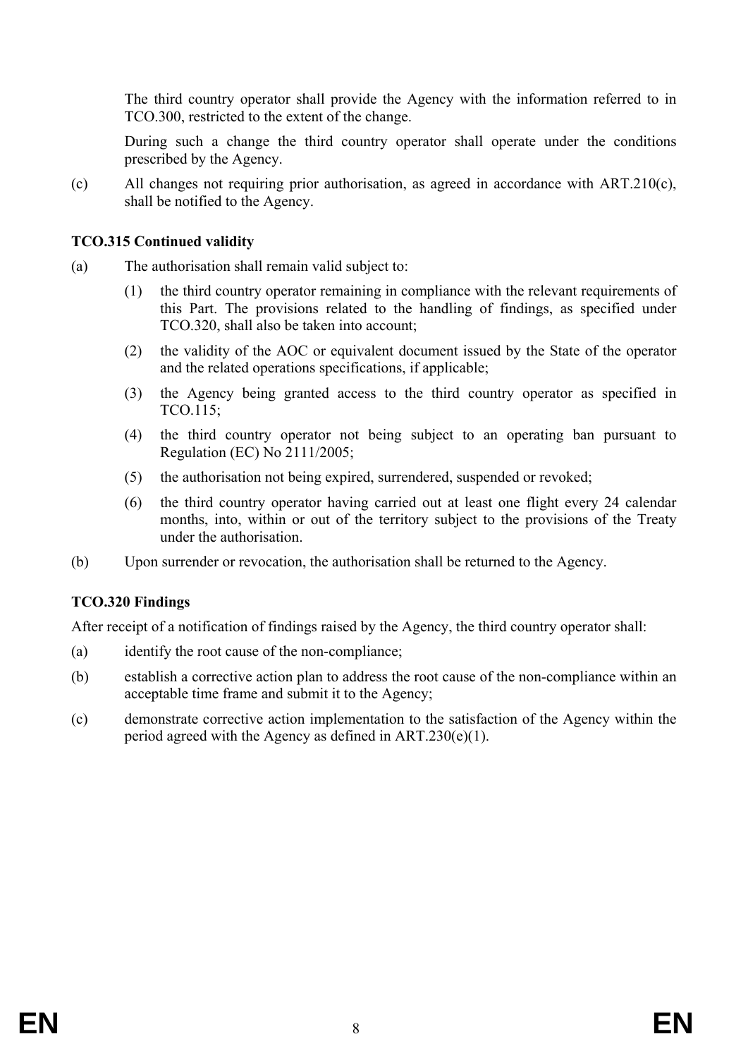The third country operator shall provide the Agency with the information referred to in TCO.300, restricted to the extent of the change.

During such a change the third country operator shall operate under the conditions prescribed by the Agency.

(c) All changes not requiring prior authorisation, as agreed in accordance with ART.210(c), shall be notified to the Agency.

**TCO.315 Continued validity**

(a) The authorisation shall remain valid subject to:

   (1) the third country operator remaining in compliance with the relevant requirements of this Part. The provisions related to the handling of findings, as specified under TCO.320, shall also be taken into account;

   (2) the validity of the AOC or equivalent document issued by the State of the operator and the related operations specifications, if applicable;

   (3) the Agency being granted access to the third country operator as specified in TCO.115;

   (4) the third country operator not being subject to an operating ban pursuant to Regulation (EC) No 2111/2005;

   (5) the authorisation not being expired, surrendered, suspended or revoked;

   (6) the third country operator having carried out at least one flight every 24 calendar months, into, within or out of the territory subject to the provisions of the Treaty under the authorisation.

(b) Upon surrender or revocation, the authorisation shall be returned to the Agency.

**TCO.320 Findings**

After receipt of a notification of findings raised by the Agency, the third country operator shall:

(a) identify the root cause of the non-compliance;

(b) establish a corrective action plan to address the root cause of the non-compliance within an acceptable time frame and submit it to the Agency;

(c) demonstrate corrective action implementation to the satisfaction of the Agency within the period agreed with the Agency as defined in ART.230(e)(1).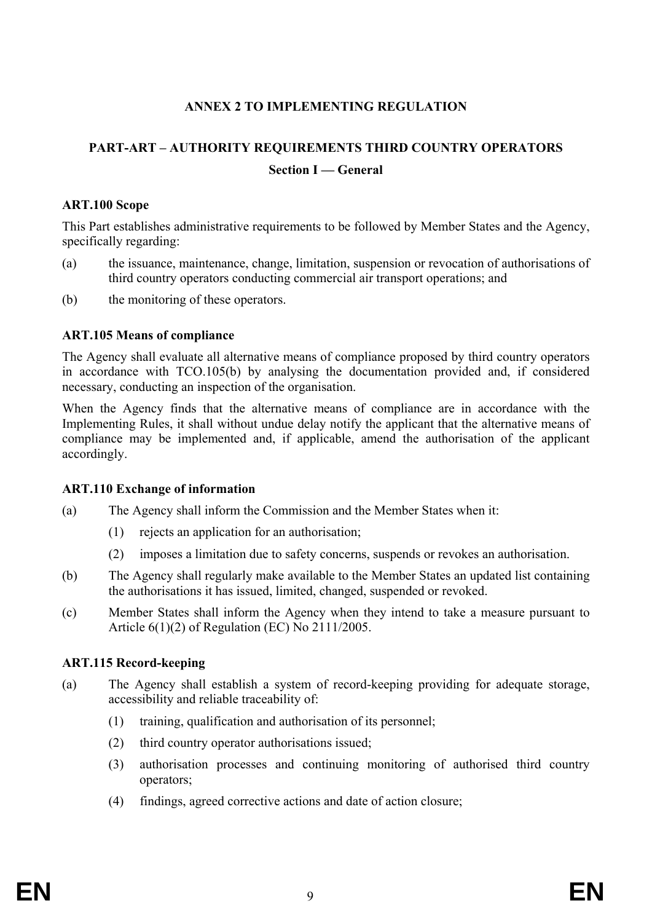# ANNEX 2 TO IMPLEMENTING REGULATION

## PART-ART – AUTHORITY REQUIREMENTS THIRD COUNTRY OPERATORS

### Section I — General

**ART.100 Scope**

This Part establishes administrative requirements to be followed by Member States and the Agency, specifically regarding:

(a) the issuance, maintenance, change, limitation, suspension or revocation of authorisations of third country operators conducting commercial air transport operations; and

(b) the monitoring of these operators.

**ART.105 Means of compliance**

The Agency shall evaluate all alternative means of compliance proposed by third country operators in accordance with TCO.105(b) by analysing the documentation provided and, if considered necessary, conducting an inspection of the organisation.

When the Agency finds that the alternative means of compliance are in accordance with the Implementing Rules, it shall without undue delay notify the applicant that the alternative means of compliance may be implemented and, if applicable, amend the authorisation of the applicant accordingly.

**ART.110 Exchange of information**

(a) The Agency shall inform the Commission and the Member States when it:

  (1) rejects an application for an authorisation;

  (2) imposes a limitation due to safety concerns, suspends or revokes an authorisation.

(b) The Agency shall regularly make available to the Member States an updated list containing the authorisations it has issued, limited, changed, suspended or revoked.

(c) Member States shall inform the Agency when they intend to take a measure pursuant to Article 6(1)(2) of Regulation (EC) No 2111/2005.

**ART.115 Record-keeping**

(a) The Agency shall establish a system of record-keeping providing for adequate storage, accessibility and reliable traceability of:

  (1) training, qualification and authorisation of its personnel;

  (2) third country operator authorisations issued;

  (3) authorisation processes and continuing monitoring of authorised third country operators;

  (4) findings, agreed corrective actions and date of action closure;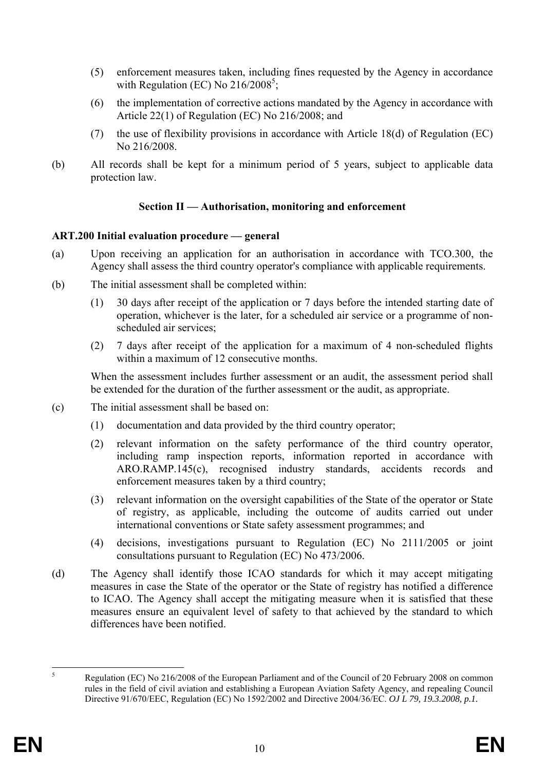(5) enforcement measures taken, including fines requested by the Agency in accordance with Regulation (EC) No 216/2008[5];

(6) the implementation of corrective actions mandated by the Agency in accordance with Article 22(1) of Regulation (EC) No 216/2008; and

(7) the use of flexibility provisions in accordance with Article 18(d) of Regulation (EC) No 216/2008.

(b) All records shall be kept for a minimum period of 5 years, subject to applicable data protection law.

### Section II — Authorisation, monitoring and enforcement

**ART.200 Initial evaluation procedure — general**

(a) Upon receiving an application for an authorisation in accordance with TCO.300, the Agency shall assess the third country operator's compliance with applicable requirements.

(b) The initial assessment shall be completed within:

(1) 30 days after receipt of the application or 7 days before the intended starting date of operation, whichever is the later, for a scheduled air service or a programme of non-scheduled air services;

(2) 7 days after receipt of the application for a maximum of 4 non-scheduled flights within a maximum of 12 consecutive months.

When the assessment includes further assessment or an audit, the assessment period shall be extended for the duration of the further assessment or the audit, as appropriate.

(c) The initial assessment shall be based on:

(1) documentation and data provided by the third country operator;

(2) relevant information on the safety performance of the third country operator, including ramp inspection reports, information reported in accordance with ARO.RAMP.145(c), recognised industry standards, accidents records and enforcement measures taken by a third country;

(3) relevant information on the oversight capabilities of the State of the operator or State of registry, as applicable, including the outcome of audits carried out under international conventions or State safety assessment programmes; and

(4) decisions, investigations pursuant to Regulation (EC) No 2111/2005 or joint consultations pursuant to Regulation (EC) No 473/2006.

(d) The Agency shall identify those ICAO standards for which it may accept mitigating measures in case the State of the operator or the State of registry has notified a difference to ICAO. The Agency shall accept the mitigating measure when it is satisfied that these measures ensure an equivalent level of safety to that achieved by the standard to which differences have been notified.

---

[5] Regulation (EC) No 216/2008 of the European Parliament and of the Council of 20 February 2008 on common rules in the field of civil aviation and establishing a European Aviation Safety Agency, and repealing Council Directive 91/670/EEC, Regulation (EC) No 1592/2002 and Directive 2004/36/EC. *OJ L 79, 19.3.2008, p.1.*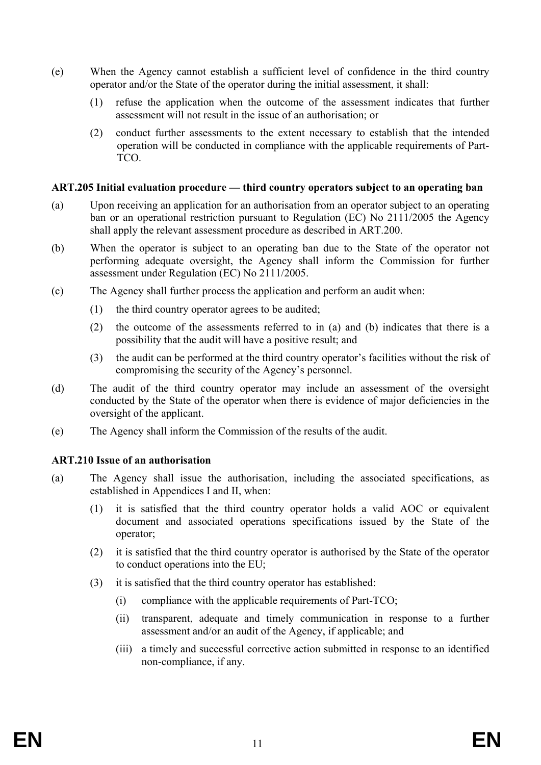(e) When the Agency cannot establish a sufficient level of confidence in the third country operator and/or the State of the operator during the initial assessment, it shall:

  (1) refuse the application when the outcome of the assessment indicates that further assessment will not result in the issue of an authorisation; or

  (2) conduct further assessments to the extent necessary to establish that the intended operation will be conducted in compliance with the applicable requirements of Part-TCO.

**ART.205 Initial evaluation procedure — third country operators subject to an operating ban**

(a) Upon receiving an application for an authorisation from an operator subject to an operating ban or an operational restriction pursuant to Regulation (EC) No 2111/2005 the Agency shall apply the relevant assessment procedure as described in ART.200.

(b) When the operator is subject to an operating ban due to the State of the operator not performing adequate oversight, the Agency shall inform the Commission for further assessment under Regulation (EC) No 2111/2005.

(c) The Agency shall further process the application and perform an audit when:

  (1) the third country operator agrees to be audited;

  (2) the outcome of the assessments referred to in (a) and (b) indicates that there is a possibility that the audit will have a positive result; and

  (3) the audit can be performed at the third country operator's facilities without the risk of compromising the security of the Agency's personnel.

(d) The audit of the third country operator may include an assessment of the oversight conducted by the State of the operator when there is evidence of major deficiencies in the oversight of the applicant.

(e) The Agency shall inform the Commission of the results of the audit.

**ART.210 Issue of an authorisation**

(a) The Agency shall issue the authorisation, including the associated specifications, as established in Appendices I and II, when:

  (1) it is satisfied that the third country operator holds a valid AOC or equivalent document and associated operations specifications issued by the State of the operator;

  (2) it is satisfied that the third country operator is authorised by the State of the operator to conduct operations into the EU;

  (3) it is satisfied that the third country operator has established:

    (i) compliance with the applicable requirements of Part-TCO;

    (ii) transparent, adequate and timely communication in response to a further assessment and/or an audit of the Agency, if applicable; and

    (iii) a timely and successful corrective action submitted in response to an identified non-compliance, if any.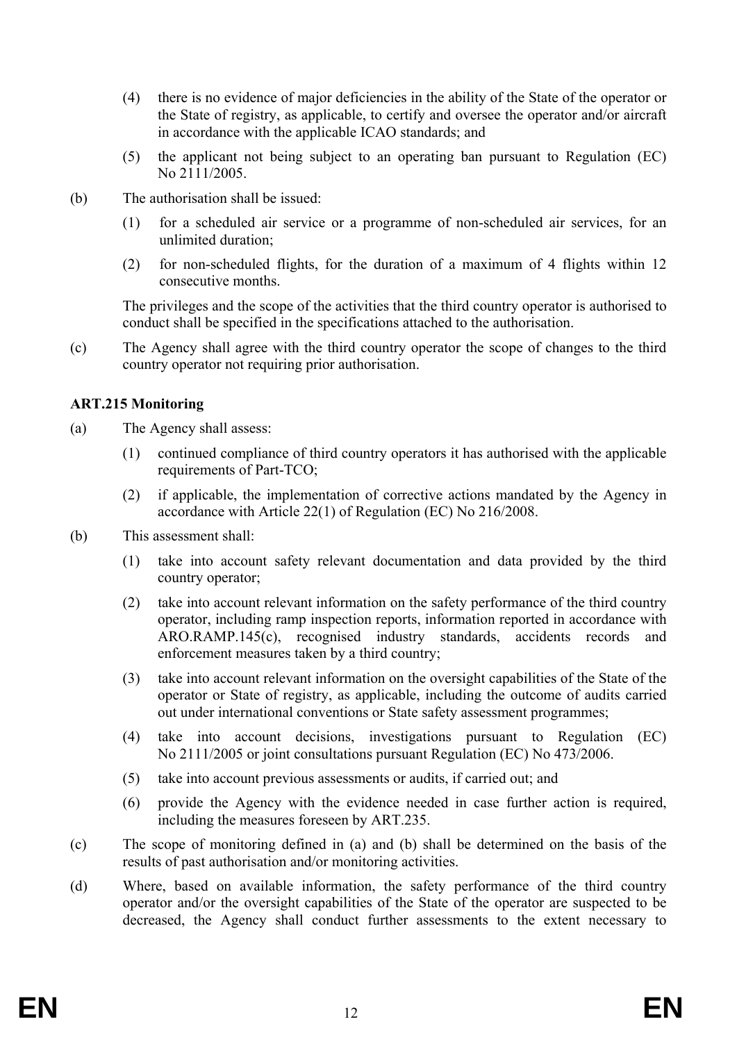(4) there is no evidence of major deficiencies in the ability of the State of the operator or the State of registry, as applicable, to certify and oversee the operator and/or aircraft in accordance with the applicable ICAO standards; and

(5) the applicant not being subject to an operating ban pursuant to Regulation (EC) No 2111/2005.

(b) The authorisation shall be issued:

(1) for a scheduled air service or a programme of non-scheduled air services, for an unlimited duration;

(2) for non-scheduled flights, for the duration of a maximum of 4 flights within 12 consecutive months.

The privileges and the scope of the activities that the third country operator is authorised to conduct shall be specified in the specifications attached to the authorisation.

(c) The Agency shall agree with the third country operator the scope of changes to the third country operator not requiring prior authorisation.

**ART.215 Monitoring**

(a) The Agency shall assess:

(1) continued compliance of third country operators it has authorised with the applicable requirements of Part-TCO;

(2) if applicable, the implementation of corrective actions mandated by the Agency in accordance with Article 22(1) of Regulation (EC) No 216/2008.

(b) This assessment shall:

(1) take into account safety relevant documentation and data provided by the third country operator;

(2) take into account relevant information on the safety performance of the third country operator, including ramp inspection reports, information reported in accordance with ARO.RAMP.145(c), recognised industry standards, accidents records and enforcement measures taken by a third country;

(3) take into account relevant information on the oversight capabilities of the State of the operator or State of registry, as applicable, including the outcome of audits carried out under international conventions or State safety assessment programmes;

(4) take into account decisions, investigations pursuant to Regulation (EC) No 2111/2005 or joint consultations pursuant Regulation (EC) No 473/2006.

(5) take into account previous assessments or audits, if carried out; and

(6) provide the Agency with the evidence needed in case further action is required, including the measures foreseen by ART.235.

(c) The scope of monitoring defined in (a) and (b) shall be determined on the basis of the results of past authorisation and/or monitoring activities.

(d) Where, based on available information, the safety performance of the third country operator and/or the oversight capabilities of the State of the operator are suspected to be decreased, the Agency shall conduct further assessments to the extent necessary to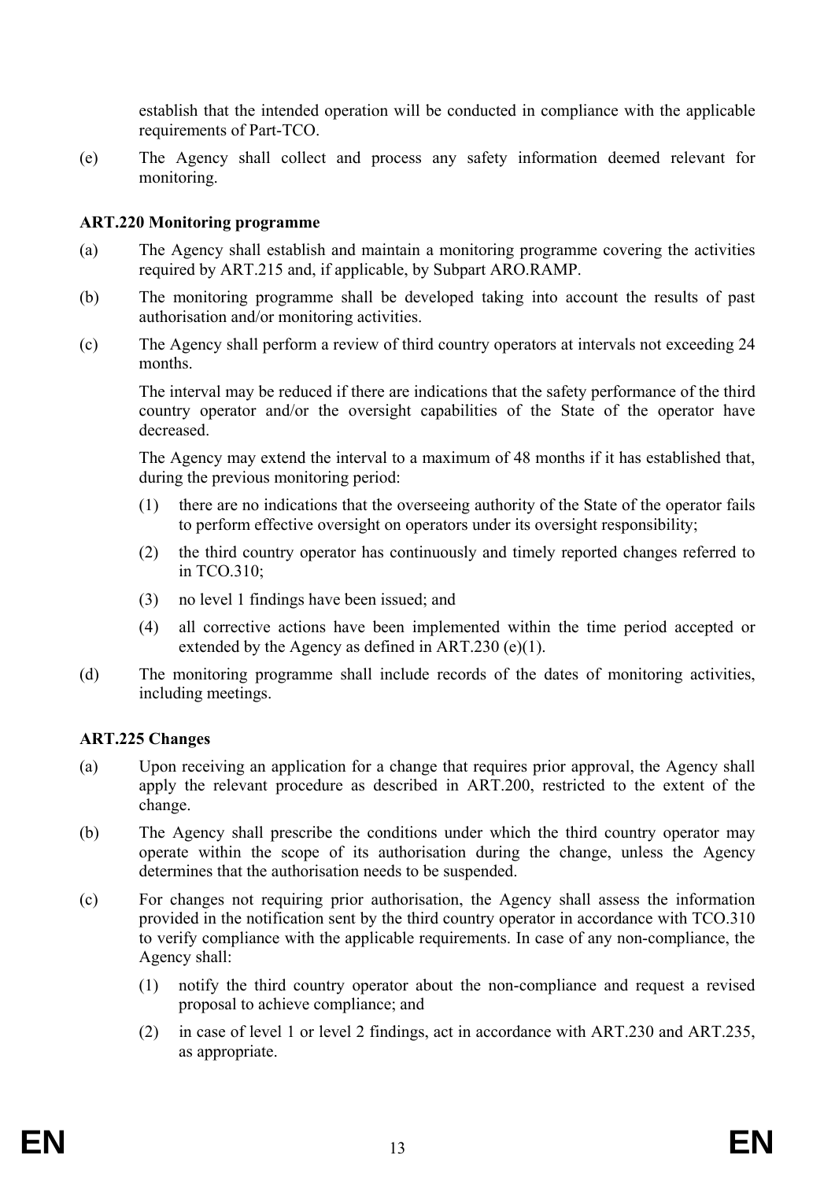establish that the intended operation will be conducted in compliance with the applicable requirements of Part-TCO.

(e) The Agency shall collect and process any safety information deemed relevant for monitoring.

**ART.220 Monitoring programme**

(a) The Agency shall establish and maintain a monitoring programme covering the activities required by ART.215 and, if applicable, by Subpart ARO.RAMP.

(b) The monitoring programme shall be developed taking into account the results of past authorisation and/or monitoring activities.

(c) The Agency shall perform a review of third country operators at intervals not exceeding 24 months.

The interval may be reduced if there are indications that the safety performance of the third country operator and/or the oversight capabilities of the State of the operator have decreased.

The Agency may extend the interval to a maximum of 48 months if it has established that, during the previous monitoring period:

(1) there are no indications that the overseeing authority of the State of the operator fails to perform effective oversight on operators under its oversight responsibility;

(2) the third country operator has continuously and timely reported changes referred to in TCO.310;

(3) no level 1 findings have been issued; and

(4) all corrective actions have been implemented within the time period accepted or extended by the Agency as defined in ART.230 (e)(1).

(d) The monitoring programme shall include records of the dates of monitoring activities, including meetings.

**ART.225 Changes**

(a) Upon receiving an application for a change that requires prior approval, the Agency shall apply the relevant procedure as described in ART.200, restricted to the extent of the change.

(b) The Agency shall prescribe the conditions under which the third country operator may operate within the scope of its authorisation during the change, unless the Agency determines that the authorisation needs to be suspended.

(c) For changes not requiring prior authorisation, the Agency shall assess the information provided in the notification sent by the third country operator in accordance with TCO.310 to verify compliance with the applicable requirements. In case of any non-compliance, the Agency shall:

(1) notify the third country operator about the non-compliance and request a revised proposal to achieve compliance; and

(2) in case of level 1 or level 2 findings, act in accordance with ART.230 and ART.235, as appropriate.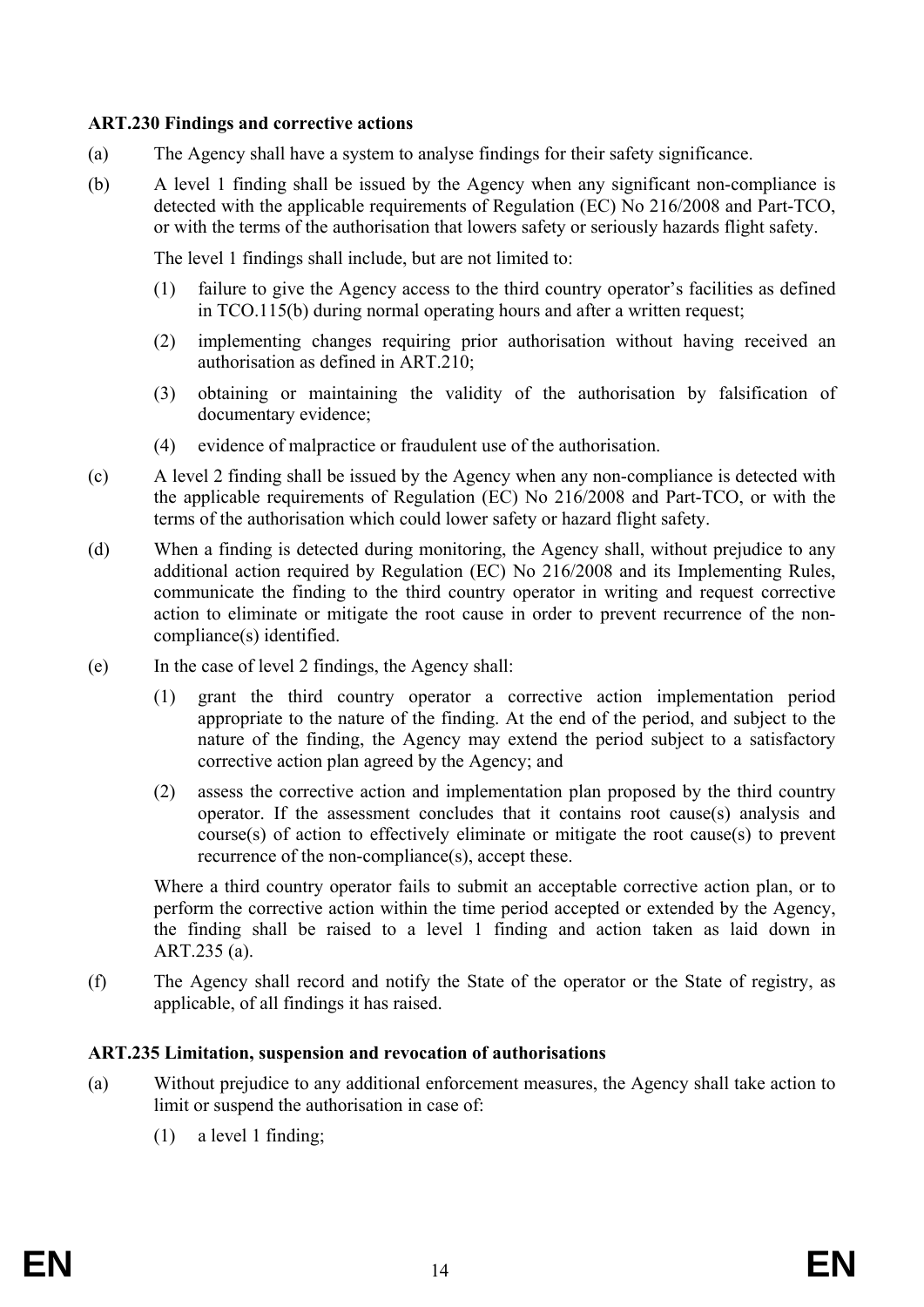**ART.230 Findings and corrective actions**

(a) The Agency shall have a system to analyse findings for their safety significance.

(b) A level 1 finding shall be issued by the Agency when any significant non-compliance is detected with the applicable requirements of Regulation (EC) No 216/2008 and Part-TCO, or with the terms of the authorisation that lowers safety or seriously hazards flight safety.

The level 1 findings shall include, but are not limited to:

(1) failure to give the Agency access to the third country operator's facilities as defined in TCO.115(b) during normal operating hours and after a written request;

(2) implementing changes requiring prior authorisation without having received an authorisation as defined in ART.210;

(3) obtaining or maintaining the validity of the authorisation by falsification of documentary evidence;

(4) evidence of malpractice or fraudulent use of the authorisation.

(c) A level 2 finding shall be issued by the Agency when any non-compliance is detected with the applicable requirements of Regulation (EC) No 216/2008 and Part-TCO, or with the terms of the authorisation which could lower safety or hazard flight safety.

(d) When a finding is detected during monitoring, the Agency shall, without prejudice to any additional action required by Regulation (EC) No 216/2008 and its Implementing Rules, communicate the finding to the third country operator in writing and request corrective action to eliminate or mitigate the root cause in order to prevent recurrence of the non-compliance(s) identified.

(e) In the case of level 2 findings, the Agency shall:

(1) grant the third country operator a corrective action implementation period appropriate to the nature of the finding. At the end of the period, and subject to the nature of the finding, the Agency may extend the period subject to a satisfactory corrective action plan agreed by the Agency; and

(2) assess the corrective action and implementation plan proposed by the third country operator. If the assessment concludes that it contains root cause(s) analysis and course(s) of action to effectively eliminate or mitigate the root cause(s) to prevent recurrence of the non-compliance(s), accept these.

Where a third country operator fails to submit an acceptable corrective action plan, or to perform the corrective action within the time period accepted or extended by the Agency, the finding shall be raised to a level 1 finding and action taken as laid down in ART.235 (a).

(f) The Agency shall record and notify the State of the operator or the State of registry, as applicable, of all findings it has raised.

**ART.235 Limitation, suspension and revocation of authorisations**

(a) Without prejudice to any additional enforcement measures, the Agency shall take action to limit or suspend the authorisation in case of:

(1) a level 1 finding;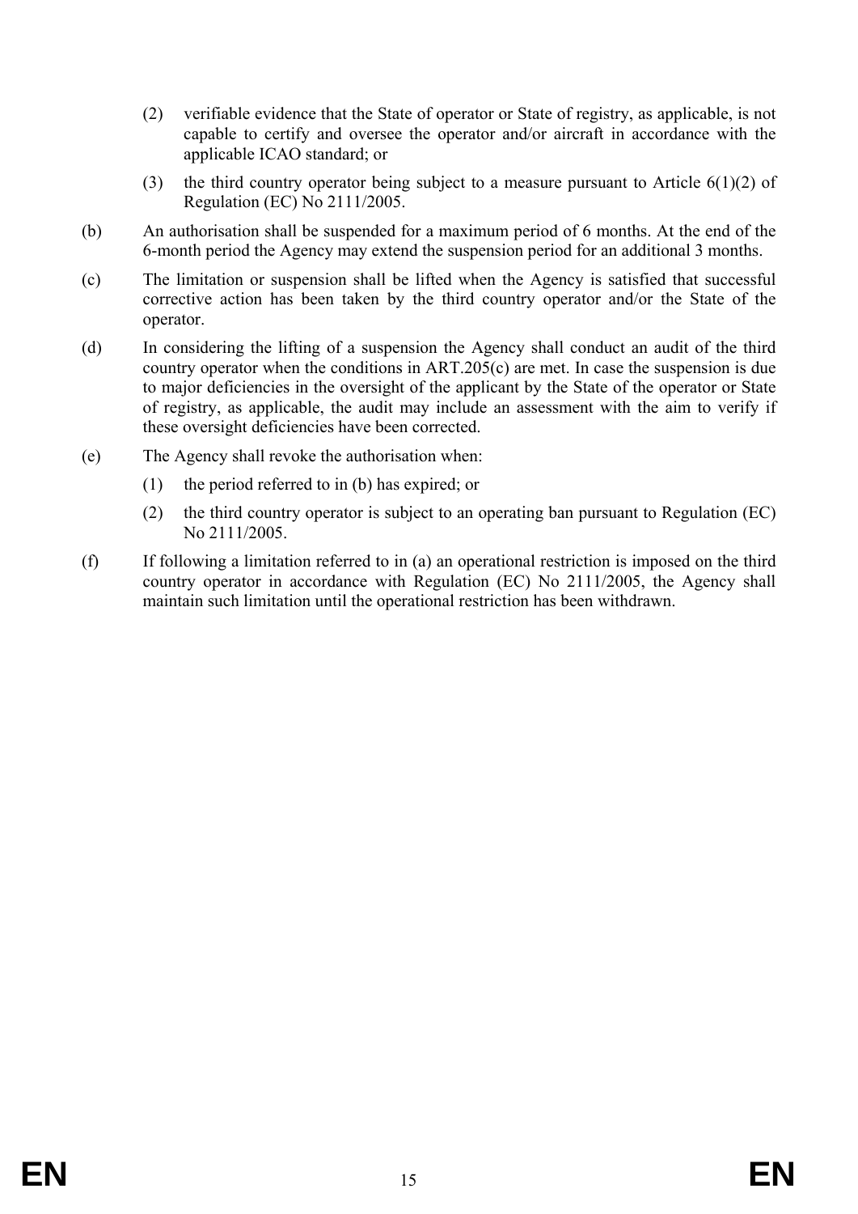(2) verifiable evidence that the State of operator or State of registry, as applicable, is not capable to certify and oversee the operator and/or aircraft in accordance with the applicable ICAO standard; or

(3) the third country operator being subject to a measure pursuant to Article 6(1)(2) of Regulation (EC) No 2111/2005.

(b) An authorisation shall be suspended for a maximum period of 6 months. At the end of the 6-month period the Agency may extend the suspension period for an additional 3 months.

(c) The limitation or suspension shall be lifted when the Agency is satisfied that successful corrective action has been taken by the third country operator and/or the State of the operator.

(d) In considering the lifting of a suspension the Agency shall conduct an audit of the third country operator when the conditions in ART.205(c) are met. In case the suspension is due to major deficiencies in the oversight of the applicant by the State of the operator or State of registry, as applicable, the audit may include an assessment with the aim to verify if these oversight deficiencies have been corrected.

(e) The Agency shall revoke the authorisation when:

(1) the period referred to in (b) has expired; or

(2) the third country operator is subject to an operating ban pursuant to Regulation (EC) No 2111/2005.

(f) If following a limitation referred to in (a) an operational restriction is imposed on the third country operator in accordance with Regulation (EC) No 2111/2005, the Agency shall maintain such limitation until the operational restriction has been withdrawn.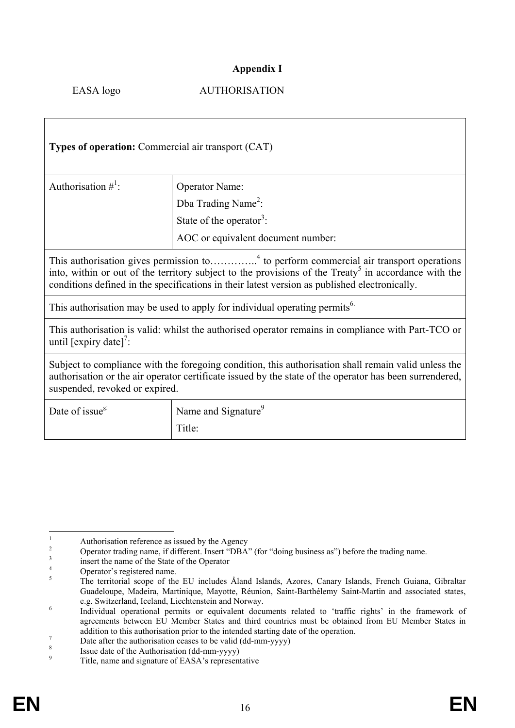**Appendix I**

EASA logo AUTHORISATION

| **Types of operation:** Commercial air transport (CAT) | |
|---|---|
| Authorisation #[1]: | Operator Name:<br>Dba Trading Name[2]:<br>State of the operator[3]:<br>AOC or equivalent document number: |
| This authorisation gives permission to…………..[4] to perform commercial air transport operations into, within or out of the territory subject to the provisions of the Treaty[5] in accordance with the conditions defined in the specifications in their latest version as published electronically. | |
| This authorisation may be used to apply for individual operating permits[6]. | |
| This authorisation is valid: whilst the authorised operator remains in compliance with Part-TCO or until [expiry date][7]: | |
| Subject to compliance with the foregoing condition, this authorisation shall remain valid unless the authorisation or the air operator certificate issued by the state of the operator has been surrendered, suspended, revoked or expired. | |
| Date of issue[8]: | Name and Signature[9]<br>Title: |

---

[1] Authorisation reference as issued by the Agency

[2] Operator trading name, if different. Insert "DBA" (for "doing business as") before the trading name.

[3] insert the name of the State of the Operator

[4] Operator's registered name.

[5] The territorial scope of the EU includes Åland Islands, Azores, Canary Islands, French Guiana, Gibraltar Guadeloupe, Madeira, Martinique, Mayotte, Réunion, Saint-Barthélemy Saint-Martin and associated states, e.g. Switzerland, Iceland, Liechtenstein and Norway.

[6] Individual operational permits or equivalent documents related to 'traffic rights' in the framework of agreements between EU Member States and third countries must be obtained from EU Member States in addition to this authorisation prior to the intended starting date of the operation.

[7] Date after the authorisation ceases to be valid (dd-mm-yyyy)

[8] Issue date of the Authorisation (dd-mm-yyyy)

[9] Title, name and signature of EASA's representative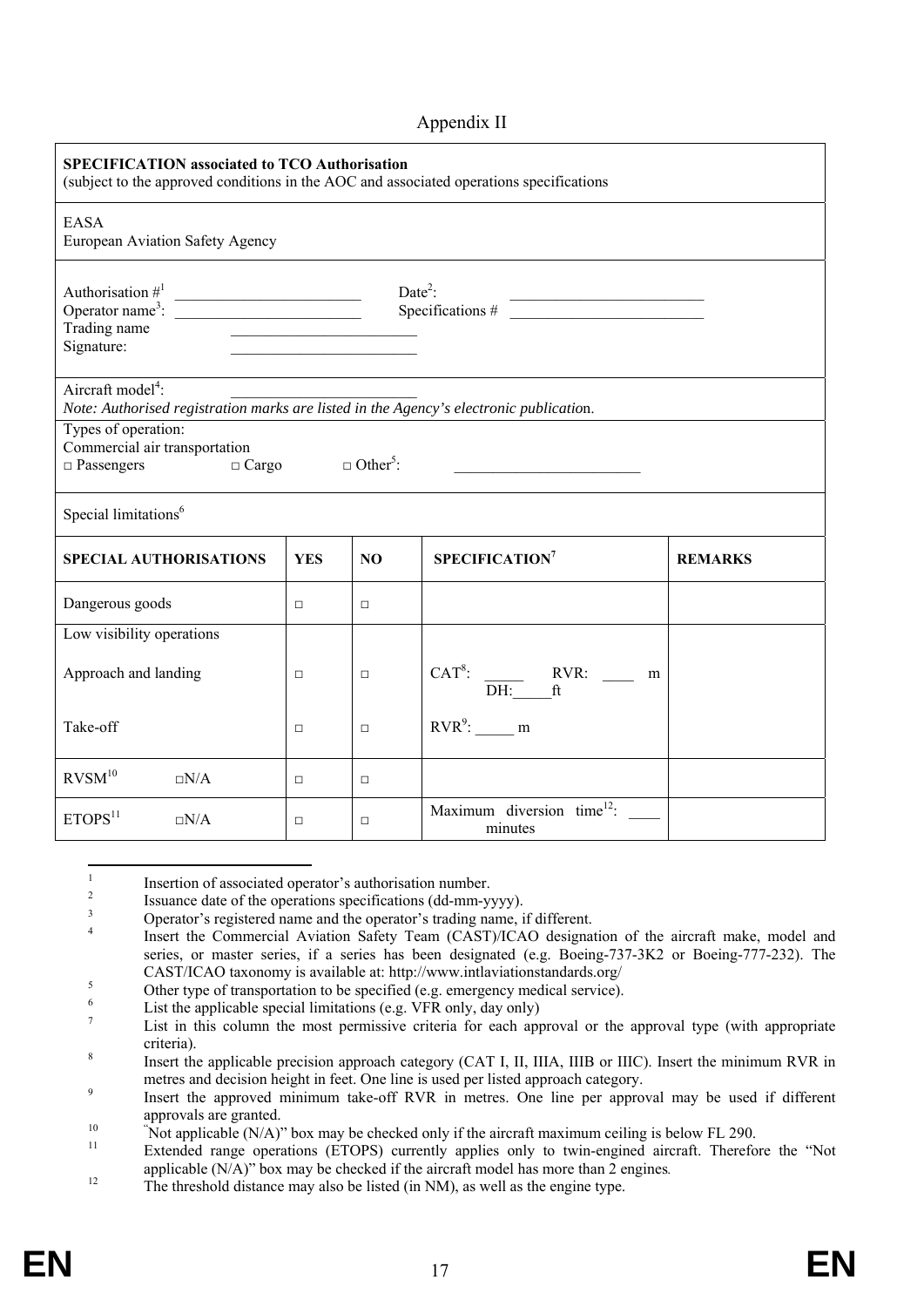# Appendix II

| **SPECIFICATION associated to TCO Authorisation**<br>(subject to the approved conditions in the AOC and associated operations specifications | | | | |
|---|---|---|---|---|
| EASA<br>European Aviation Safety Agency | | | | |
| Authorisation #[1] ________________ Date[2]: ________________<br>Operator name[3]: ________________ Specifications # ________________<br>Trading name ________________<br>Signature: ________________ | | | | |
| Aircraft model[4]: ________________<br>*Note: Authorised registration marks are listed in the Agency's electronic publication.* | | | | |
| Types of operation:<br>Commercial air transportation<br>□ Passengers □ Cargo □ Other[5]: ________________ | | | | |
| Special limitations[6] | | | | |
| **SPECIAL AUTHORISATIONS** | **YES** | **NO** | **SPECIFICATION[7]** | **REMARKS** |
| Dangerous goods | □ | □ | | |
| Low visibility operations | | | | |
| Approach and landing | □ | □ | CAT[8]: _____ RVR: ____ m DH:_____ft | |
| Take-off | □ | □ | RVR[9]: _____ m | |
| RVSM[10] □N/A | □ | □ | | |
| ETOPS[11] □N/A | □ | □ | Maximum diversion time[12]: ____ minutes | |

[1] Insertion of associated operator's authorisation number.

[2] Issuance date of the operations specifications (dd-mm-yyyy).

[3] Operator's registered name and the operator's trading name, if different.

[4] Insert the Commercial Aviation Safety Team (CAST)/ICAO designation of the aircraft make, model and series, or master series, if a series has been designated (e.g. Boeing-737-3K2 or Boeing-777-232). The CAST/ICAO taxonomy is available at: http://www.intlaviationstandards.org/

[5] Other type of transportation to be specified (e.g. emergency medical service).

[6] List the applicable special limitations (e.g. VFR only, day only)

[7] List in this column the most permissive criteria for each approval or the approval type (with appropriate criteria).

[8] Insert the applicable precision approach category (CAT I, II, IIIA, IIIB or IIIC). Insert the minimum RVR in metres and decision height in feet. One line is used per listed approach category.

[9] Insert the approved minimum take-off RVR in metres. One line per approval may be used if different approvals are granted.

[10] "Not applicable (N/A)" box may be checked only if the aircraft maximum ceiling is below FL 290.

[11] Extended range operations (ETOPS) currently applies only to twin-engined aircraft. Therefore the "Not applicable (N/A)" box may be checked if the aircraft model has more than 2 engines.

[12] The threshold distance may also be listed (in NM), as well as the engine type.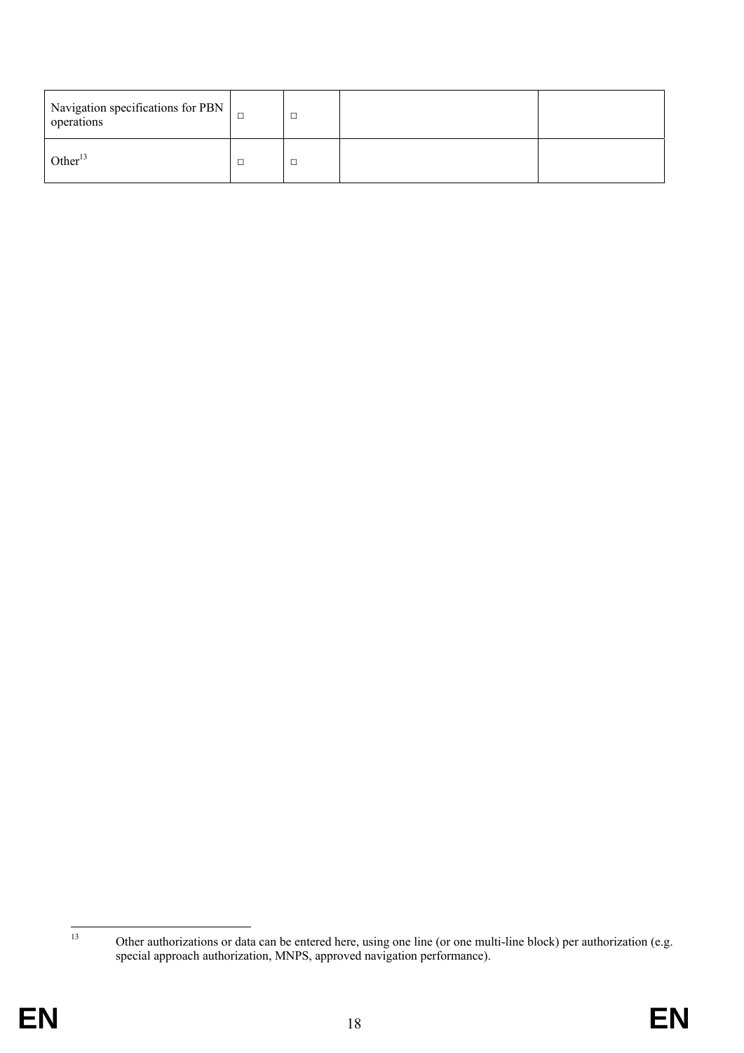| | | | | |
|---|---|---|---|---|
| Navigation specifications for PBN operations | □ | □ | | |
| Other[13] | □ | □ | | |

[13] Other authorizations or data can be entered here, using one line (or one multi-line block) per authorization (e.g. special approach authorization, MNPS, approved navigation performance).